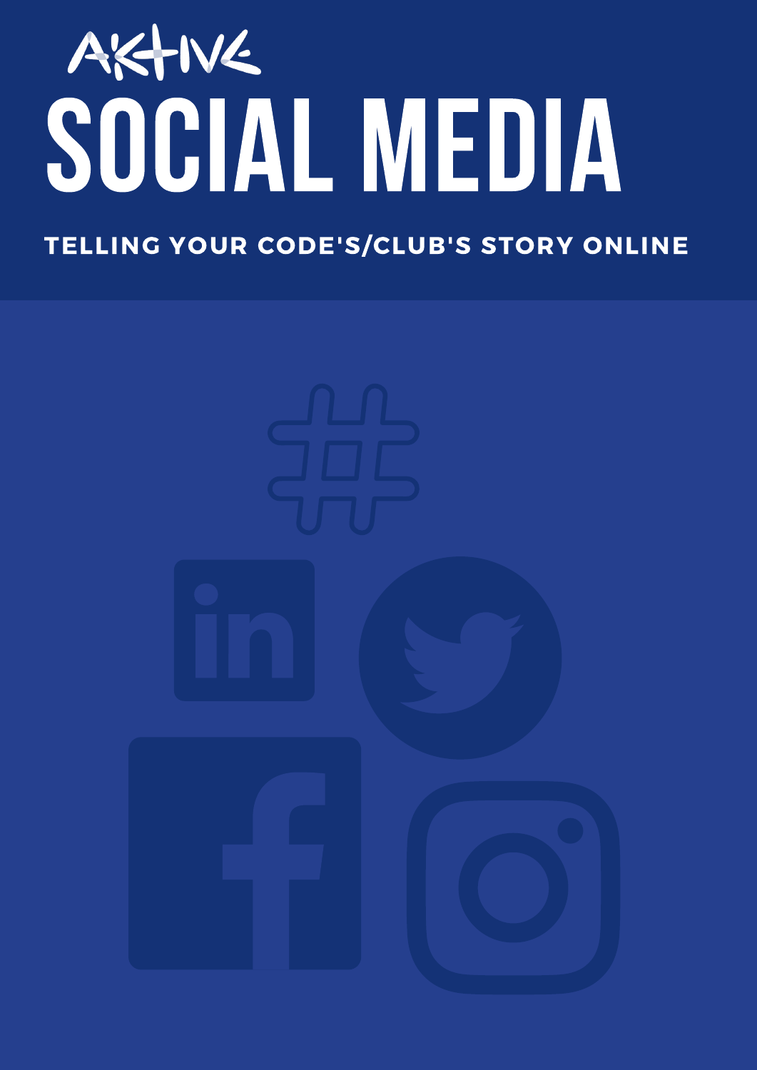AKTIVE

# SOCIAL MEDIA

**TELLING YOUR CODE'S/CLUB'S STORY ONLINE**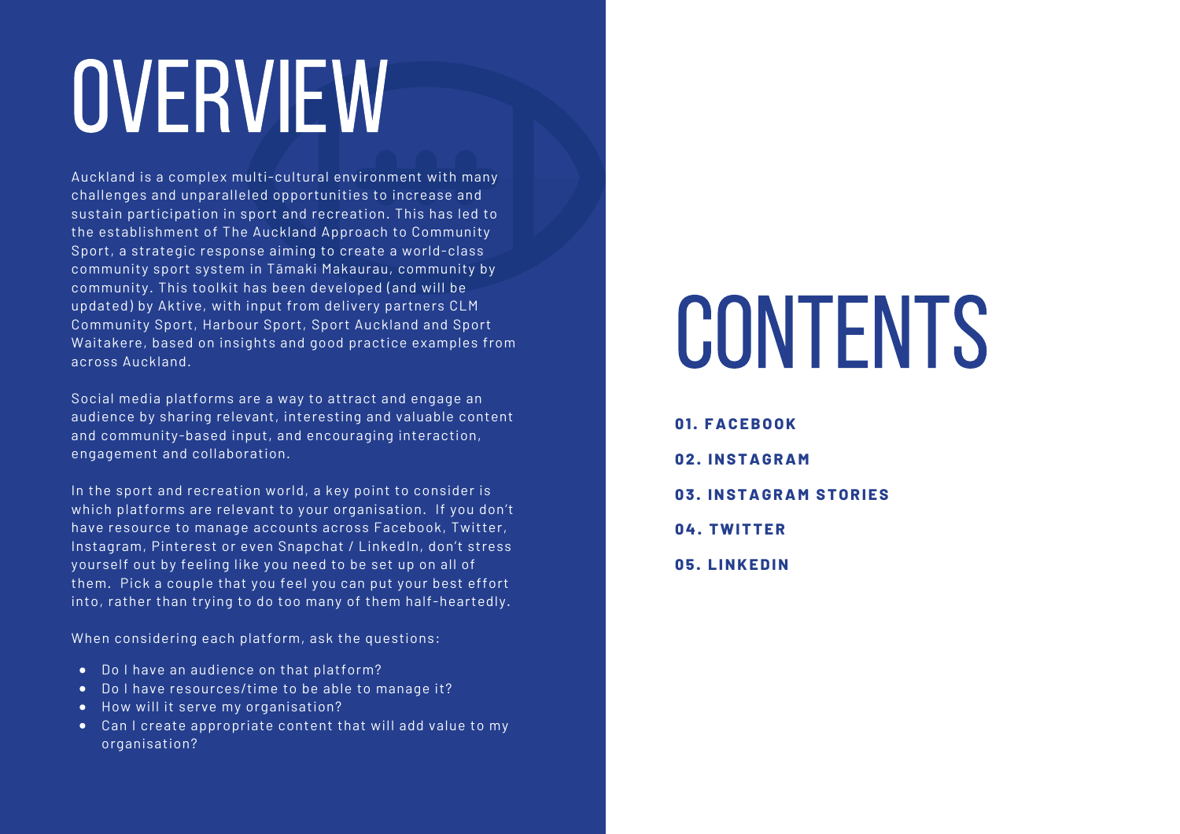# OVERVIEW

Auckland is a complex multi-cultural environment with many challenges and unparalleled opportunities to increase and sustain participation in sport and recreation. This has led to the establishment of The Auckland Approach to Community Sport, a strategic response aiming to create a world-class community sport system in Tāmaki Makaurau, community by community. This toolkit has been developed (and will be updated) by Aktive, with input from delivery partners CLM Community Sport, Harbour Sport, Sport Auckland and Sport Waitakere, based on insights and good practice examples from across Auckland.

Social media platforms are a way to attract and engage an audience by sharing relevant, interesting and valuable content and community-based input, and encouraging interaction, engagement and collaboration.

In the sport and recreation world, a key point to consider is which platforms are relevant to your organisation. If you don't have resource to manage accounts across Facebook, Twitter, Instagram, Pinterest or even Snapchat / LinkedIn, don't stress yourself out by feeling like you need to be set up on all of them. Pick a couple that you feel you can put your best effort into, rather than trying to do too many of them half-heartedly.

When considering each platform, ask the questions:

- Do I have an audience on that platform?
- Do I have resources/time to be able to manage it?
- How will it serve my organisation?
- Can I create appropriate content that will add value to my organisation?

# CONTENTS

**01. FACEBOOK**

**02. INSTAGRAM**

**03. INSTAGRAM STORIES**

**04. TWITTER**

**05. LINKEDIN**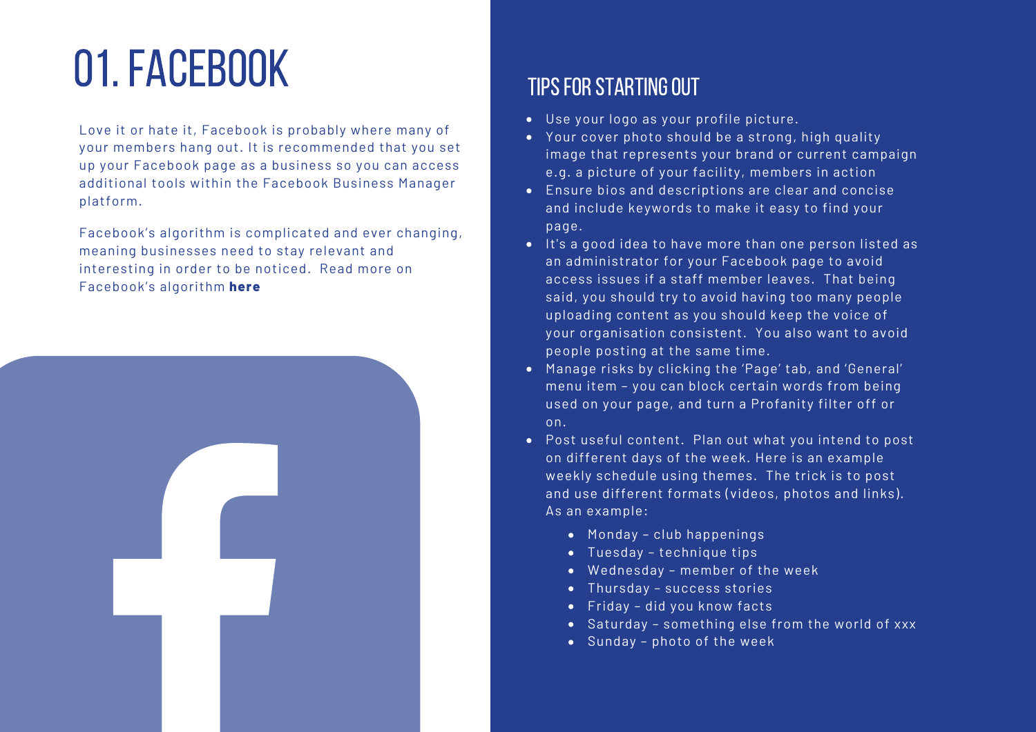# 01. FACEBOOK

Love it or hate it, Facebook is probably where many of your members hang out. It is recommended that you set up your Facebook page as a business so you can access additional tools within the Facebook Business Manager platform.

Facebook's algorithm is complicated and ever changing, meaning businesses need to stay relevant and interesting in order to be noticed. Read more on Facebook's algorithm **here**

## TIPS FOR STARTING OUT

- Use your logo as your profile picture.
- Your cover photo should be a strong, high quality image that represents your brand or current campaign e.g. a picture of your facility, members in action
- Ensure bios and descriptions are clear and concise and include keywords to make it easy to find your page.
- It's a good idea to have more than one person listed as an administrator for your Facebook page to avoid access issues if a staff member leaves. That being said, you should try to avoid having too many people uploading content as you should keep the voice of your organisation consistent. You also want to avoid people posting at the same time.
- Manage risks by clicking the 'Page' tab, and 'General' menu item – you can block certain words from being used on your page, and turn a Profanity filter off or on.
- Post useful content. Plan out what you intend to post on different days of the week. Here is an example weekly schedule using themes. The trick is to post and use different formats (videos, photos and links). As an example:
  - Monday – club happenings
  - Tuesday – technique tips
  - Wednesday – member of the week
  - Thursday – success stories
  - Friday – did you know facts
  - Saturday – something else from the world of xxx
  - Sunday – photo of the week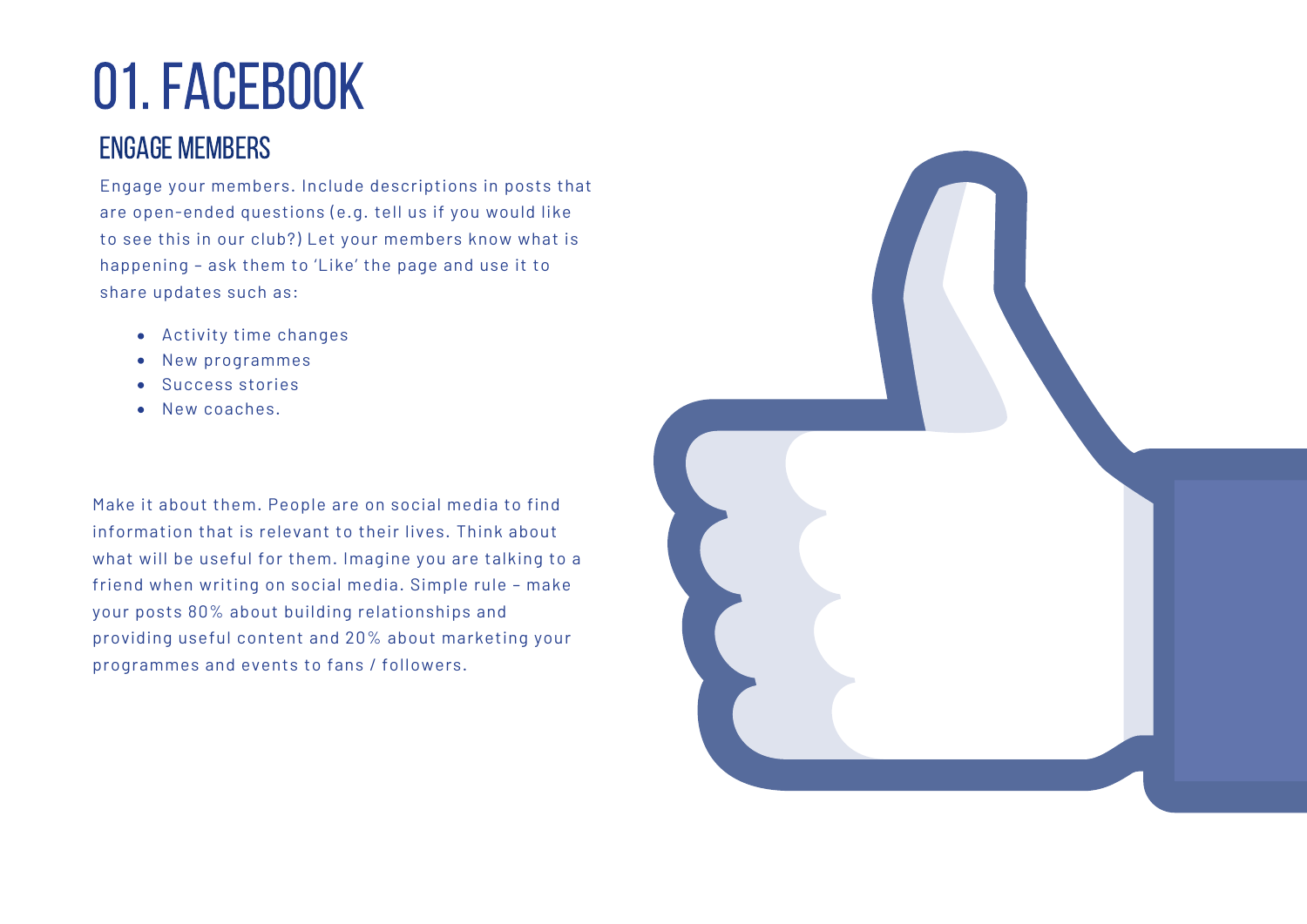# 01. FACEBOOK

## ENGAGE MEMBERS

Engage your members. Include descriptions in posts that are open-ended questions (e.g. tell us if you would like to see this in our club?) Let your members know what is happening – ask them to 'Like' the page and use it to share updates such as:

- Activity time changes
- New programmes
- Success stories
- New coaches.

Make it about them. People are on social media to find information that is relevant to their lives. Think about what will be useful for them. Imagine you are talking to a friend when writing on social media. Simple rule – make your posts 80% about building relationships and providing useful content and 20% about marketing your programmes and events to fans / followers.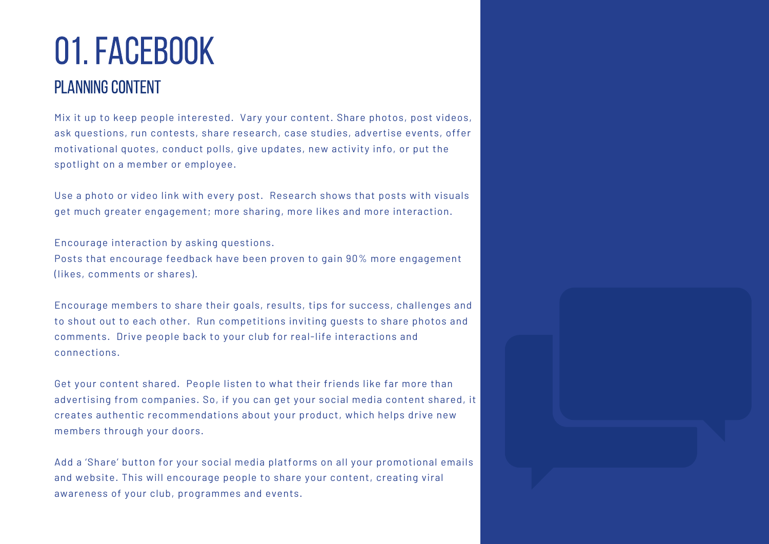# 01. FACEBOOK

## PLANNING CONTENT

Mix it up to keep people interested. Vary your content. Share photos, post videos, ask questions, run contests, share research, case studies, advertise events, offer motivational quotes, conduct polls, give updates, new activity info, or put the spotlight on a member or employee.

Use a photo or video link with every post. Research shows that posts with visuals get much greater engagement; more sharing, more likes and more interaction.

Encourage interaction by asking questions.
Posts that encourage feedback have been proven to gain 90% more engagement (likes, comments or shares).

Encourage members to share their goals, results, tips for success, challenges and to shout out to each other. Run competitions inviting guests to share photos and comments. Drive people back to your club for real-life interactions and connections.

Get your content shared. People listen to what their friends like far more than advertising from companies. So, if you can get your social media content shared, it creates authentic recommendations about your product, which helps drive new members through your doors.

Add a 'Share' button for your social media platforms on all your promotional emails and website. This will encourage people to share your content, creating viral awareness of your club, programmes and events.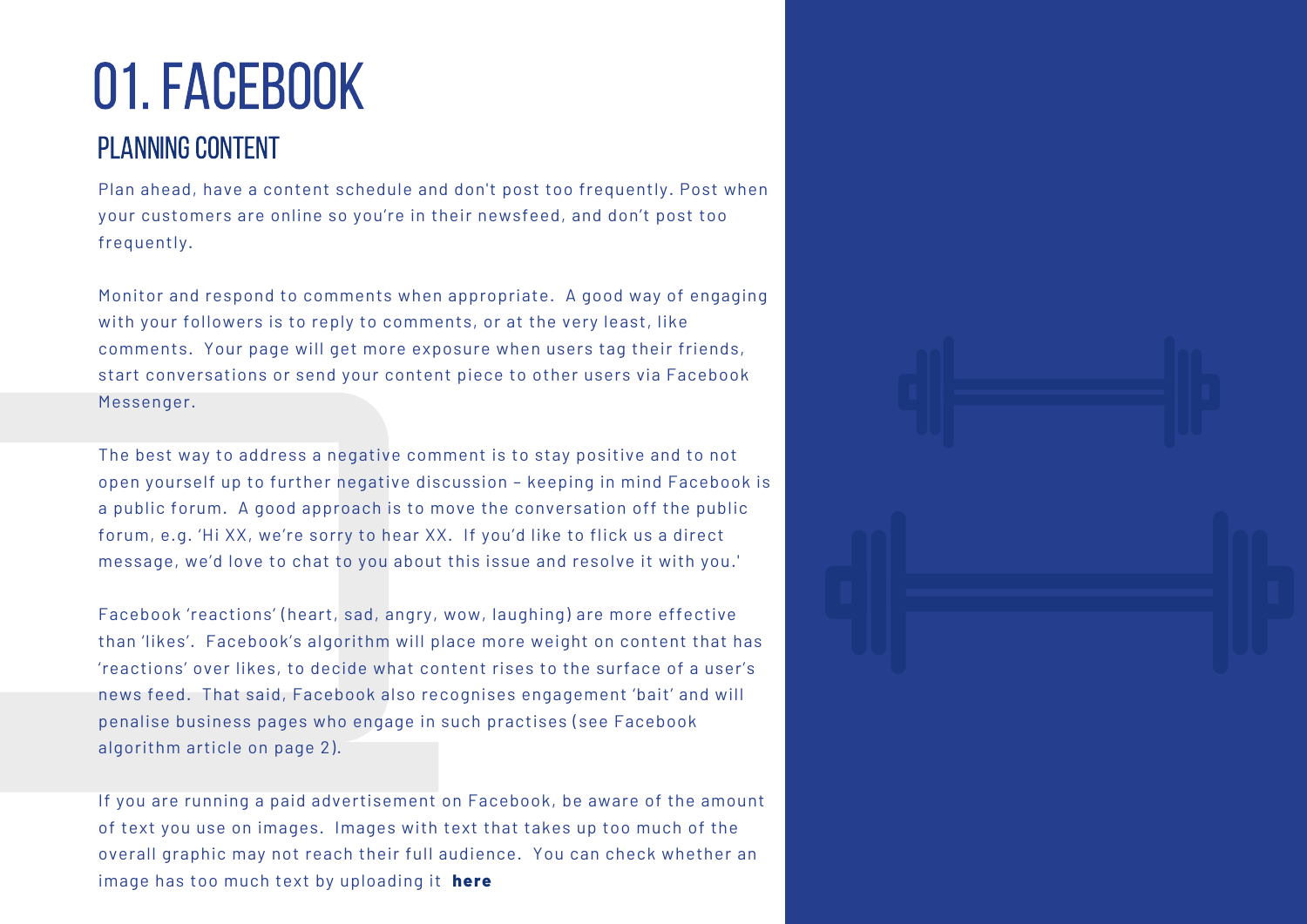# 01. FACEBOOK

## PLANNING CONTENT

Plan ahead, have a content schedule and don't post too frequently. Post when your customers are online so you're in their newsfeed, and don't post too frequently.

Monitor and respond to comments when appropriate. A good way of engaging with your followers is to reply to comments, or at the very least, like comments. Your page will get more exposure when users tag their friends, start conversations or send your content piece to other users via Facebook Messenger.

The best way to address a negative comment is to stay positive and to not open yourself up to further negative discussion – keeping in mind Facebook is a public forum. A good approach is to move the conversation off the public forum, e.g. 'Hi XX, we're sorry to hear XX. If you'd like to flick us a direct message, we'd love to chat to you about this issue and resolve it with you.'

Facebook 'reactions' (heart, sad, angry, wow, laughing) are more effective than 'likes'. Facebook's algorithm will place more weight on content that has 'reactions' over likes, to decide what content rises to the surface of a user's news feed. That said, Facebook also recognises engagement 'bait' and will penalise business pages who engage in such practises (see Facebook algorithm article on page 2).

If you are running a paid advertisement on Facebook, be aware of the amount of text you use on images. Images with text that takes up too much of the overall graphic may not reach their full audience. You can check whether an image has too much text by uploading it **here**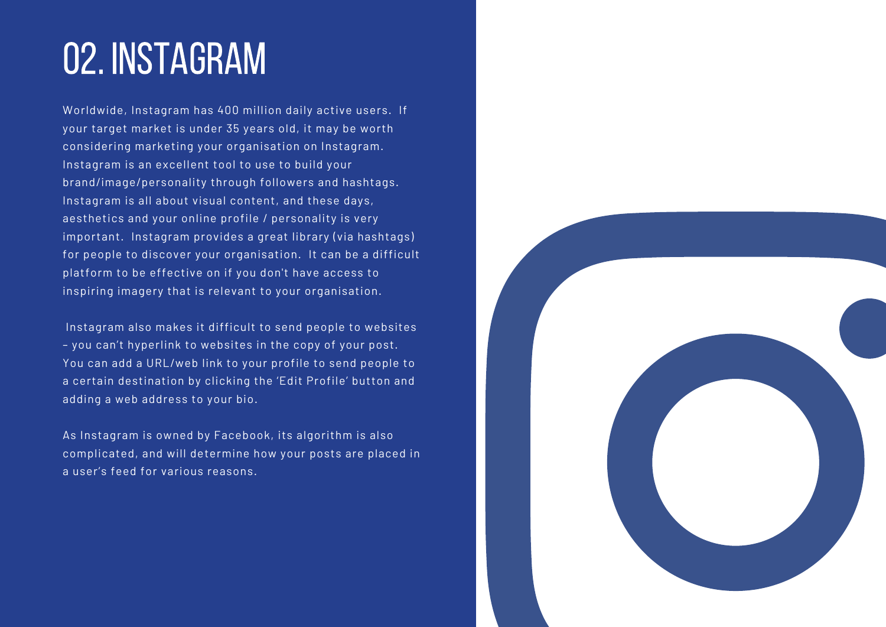# 02. INSTAGRAM

Worldwide, Instagram has 400 million daily active users. If your target market is under 35 years old, it may be worth considering marketing your organisation on Instagram. Instagram is an excellent tool to use to build your brand/image/personality through followers and hashtags. Instagram is all about visual content, and these days, aesthetics and your online profile / personality is very important. Instagram provides a great library (via hashtags) for people to discover your organisation. It can be a difficult platform to be effective on if you don't have access to inspiring imagery that is relevant to your organisation.

Instagram also makes it difficult to send people to websites – you can't hyperlink to websites in the copy of your post. You can add a URL/web link to your profile to send people to a certain destination by clicking the 'Edit Profile' button and adding a web address to your bio.

As Instagram is owned by Facebook, its algorithm is also complicated, and will determine how your posts are placed in a user's feed for various reasons.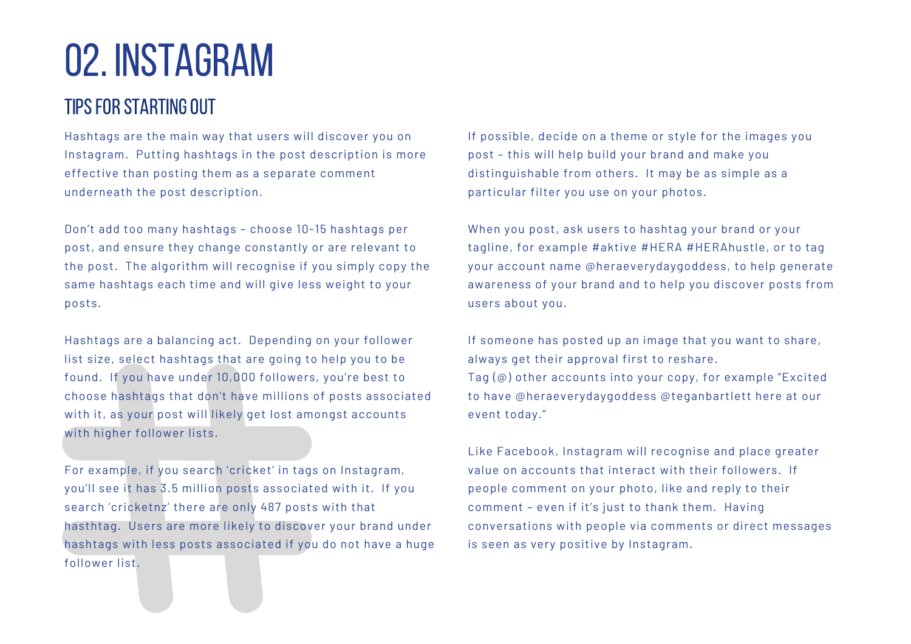# 02. INSTAGRAM

## TIPS FOR STARTING OUT

Hashtags are the main way that users will discover you on Instagram. Putting hashtags in the post description is more effective than posting them as a separate comment underneath the post description.

Don't add too many hashtags – choose 10-15 hashtags per post, and ensure they change constantly or are relevant to the post. The algorithm will recognise if you simply copy the same hashtags each time and will give less weight to your posts.

Hashtags are a balancing act. Depending on your follower list size, select hashtags that are going to help you to be found. If you have under 10,000 followers, you're best to choose hashtags that don't have millions of posts associated with it, as your post will likely get lost amongst accounts with higher follower lists.

For example, if you search 'cricket' in tags on Instagram, you'll see it has 3.5 million posts associated with it. If you search 'cricketnz' there are only 487 posts with that hasthtag. Users are more likely to discover your brand under hashtags with less posts associated if you do not have a huge follower list.

If possible, decide on a theme or style for the images you post – this will help build your brand and make you distinguishable from others. It may be as simple as a particular filter you use on your photos.

When you post, ask users to hashtag your brand or your tagline, for example #aktive #HERA #HERAhustle, or to tag your account name @heraeverydaygoddess, to help generate awareness of your brand and to help you discover posts from users about you.

If someone has posted up an image that you want to share, always get their approval first to reshare.
Tag (@) other accounts into your copy, for example "Excited to have @heraeverydaygoddess @teganbartlett here at our event today."

Like Facebook, Instagram will recognise and place greater value on accounts that interact with their followers. If people comment on your photo, like and reply to their comment – even if it's just to thank them. Having conversations with people via comments or direct messages is seen as very positive by Instagram.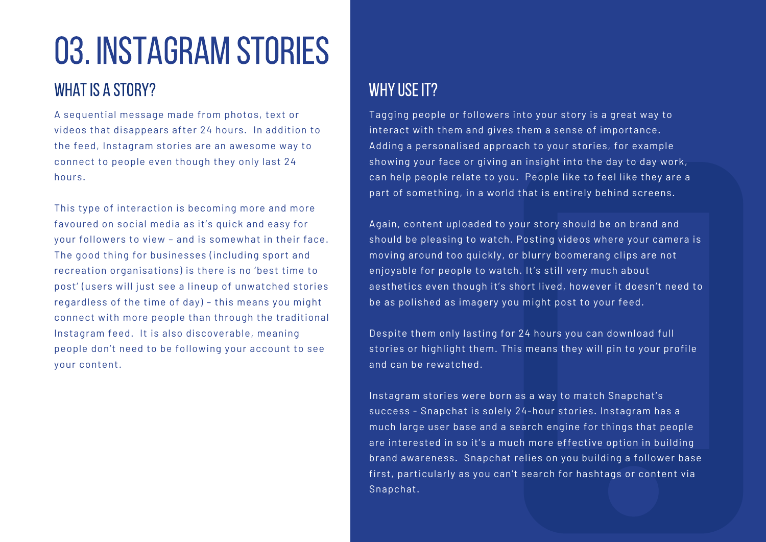# 03. INSTAGRAM STORIES

## WHAT IS A STORY?

A sequential message made from photos, text or videos that disappears after 24 hours. In addition to the feed, Instagram stories are an awesome way to connect to people even though they only last 24 hours.

This type of interaction is becoming more and more favoured on social media as it's quick and easy for your followers to view – and is somewhat in their face. The good thing for businesses (including sport and recreation organisations) is there is no 'best time to post' (users will just see a lineup of unwatched stories regardless of the time of day) – this means you might connect with more people than through the traditional Instagram feed. It is also discoverable, meaning people don't need to be following your account to see your content.

## WHY USE IT?

Tagging people or followers into your story is a great way to interact with them and gives them a sense of importance. Adding a personalised approach to your stories, for example showing your face or giving an insight into the day to day work, can help people relate to you. People like to feel like they are a part of something, in a world that is entirely behind screens.

Again, content uploaded to your story should be on brand and should be pleasing to watch. Posting videos where your camera is moving around too quickly, or blurry boomerang clips are not enjoyable for people to watch. It's still very much about aesthetics even though it's short lived, however it doesn't need to be as polished as imagery you might post to your feed.

Despite them only lasting for 24 hours you can download full stories or highlight them. This means they will pin to your profile and can be rewatched.

Instagram stories were born as a way to match Snapchat's success - Snapchat is solely 24-hour stories. Instagram has a much large user base and a search engine for things that people are interested in so it's a much more effective option in building brand awareness. Snapchat relies on you building a follower base first, particularly as you can't search for hashtags or content via Snapchat.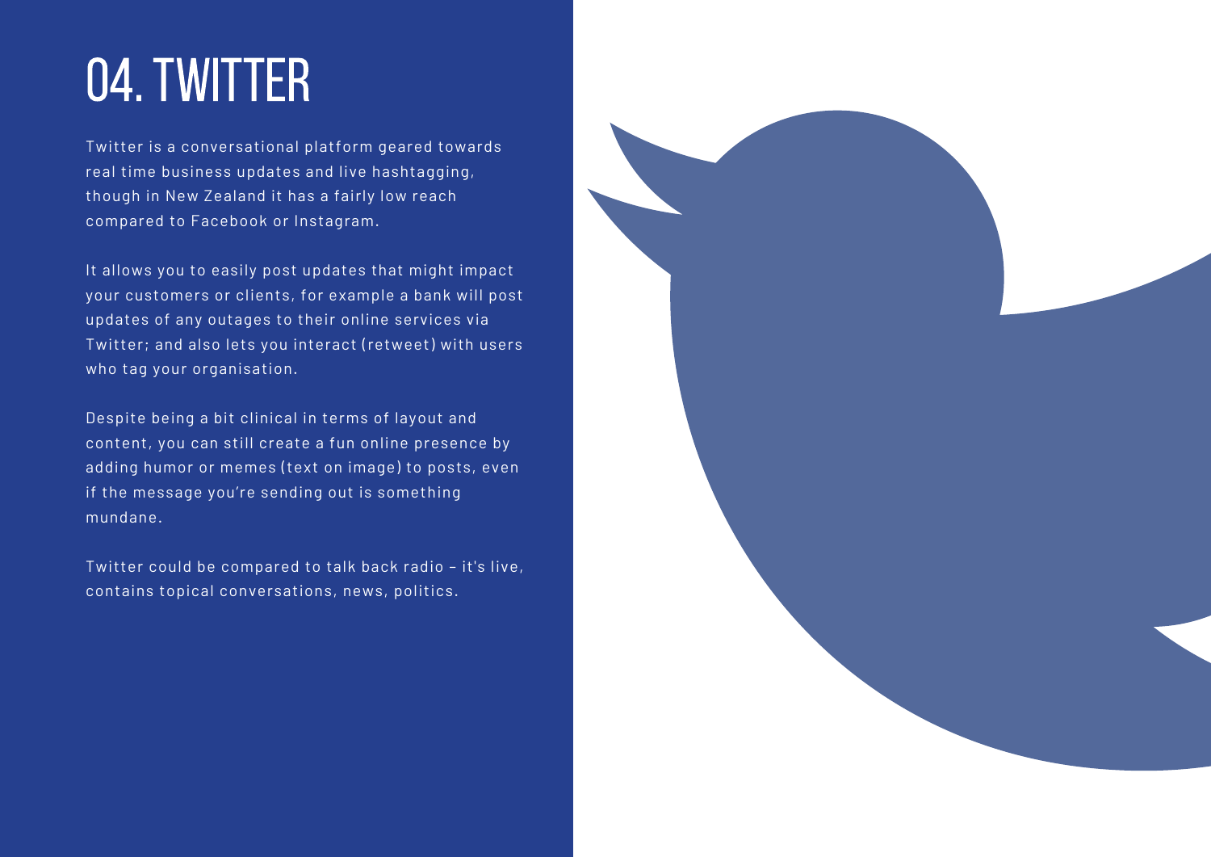# 04. TWITTER

Twitter is a conversational platform geared towards real time business updates and live hashtagging, though in New Zealand it has a fairly low reach compared to Facebook or Instagram.

It allows you to easily post updates that might impact your customers or clients, for example a bank will post updates of any outages to their online services via Twitter; and also lets you interact (retweet) with users who tag your organisation.

Despite being a bit clinical in terms of layout and content, you can still create a fun online presence by adding humor or memes (text on image) to posts, even if the message you're sending out is something mundane.

Twitter could be compared to talk back radio – it's live, contains topical conversations, news, politics.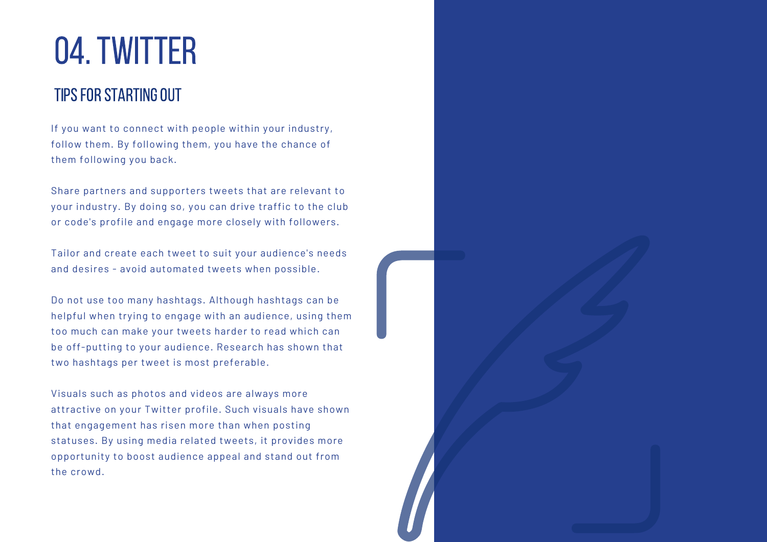# 04. TWITTER

## TIPS FOR STARTING OUT

If you want to connect with people within your industry, follow them. By following them, you have the chance of them following you back.

Share partners and supporters tweets that are relevant to your industry. By doing so, you can drive traffic to the club or code's profile and engage more closely with followers.

Tailor and create each tweet to suit your audience's needs and desires - avoid automated tweets when possible.

Do not use too many hashtags. Although hashtags can be helpful when trying to engage with an audience, using them too much can make your tweets harder to read which can be off-putting to your audience. Research has shown that two hashtags per tweet is most preferable.

Visuals such as photos and videos are always more attractive on your Twitter profile. Such visuals have shown that engagement has risen more than when posting statuses. By using media related tweets, it provides more opportunity to boost audience appeal and stand out from the crowd.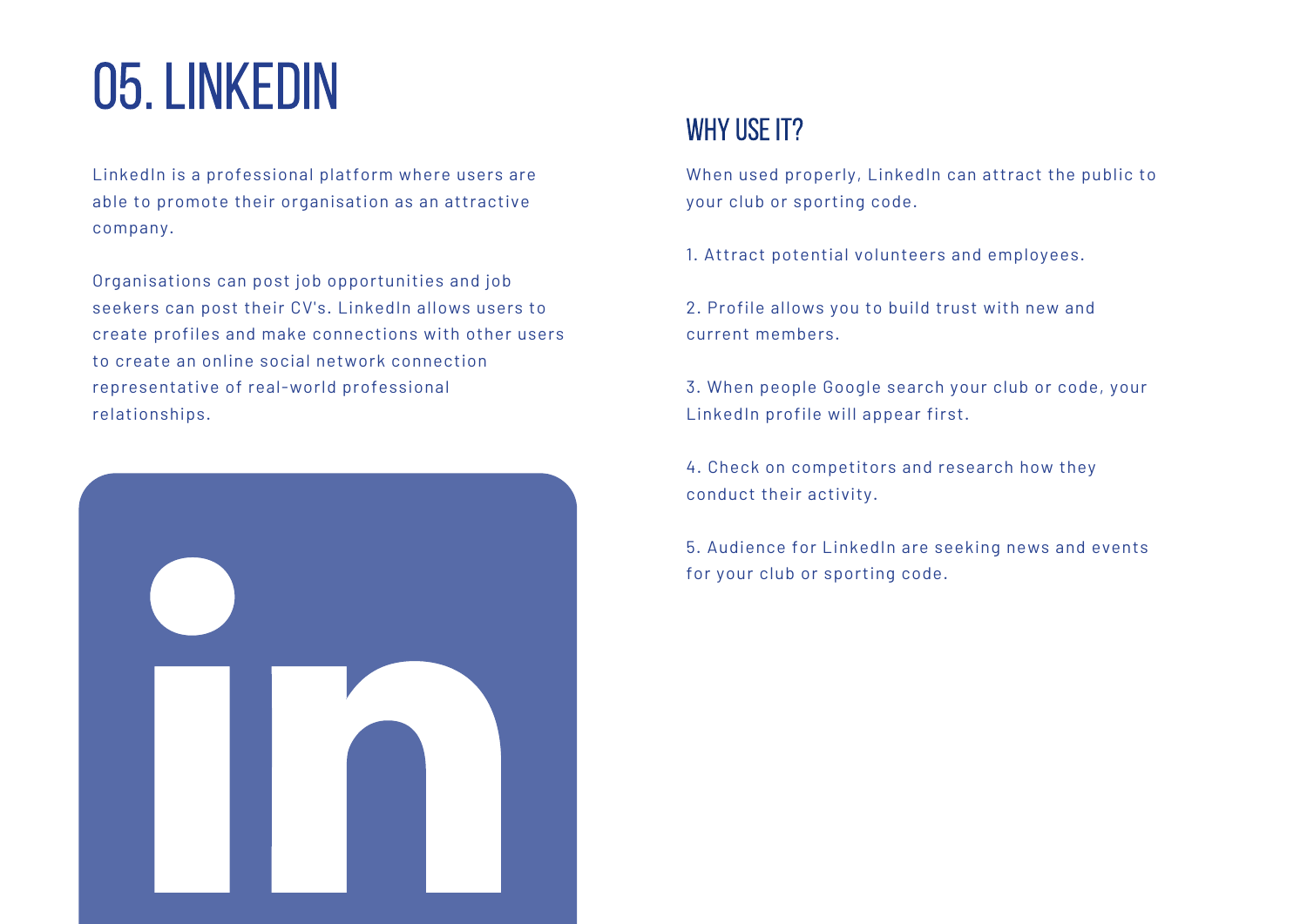# 05. LINKEDIN

LinkedIn is a professional platform where users are able to promote their organisation as an attractive company.

Organisations can post job opportunities and job seekers can post their CV's. LinkedIn allows users to create profiles and make connections with other users to create an online social network connection representative of real-world professional relationships.

## WHY USE IT?

When used properly, LinkedIn can attract the public to your club or sporting code.

1. Attract potential volunteers and employees.

2. Profile allows you to build trust with new and current members.

3. When people Google search your club or code, your LinkedIn profile will appear first.

4. Check on competitors and research how they conduct their activity.

5. Audience for LinkedIn are seeking news and events for your club or sporting code.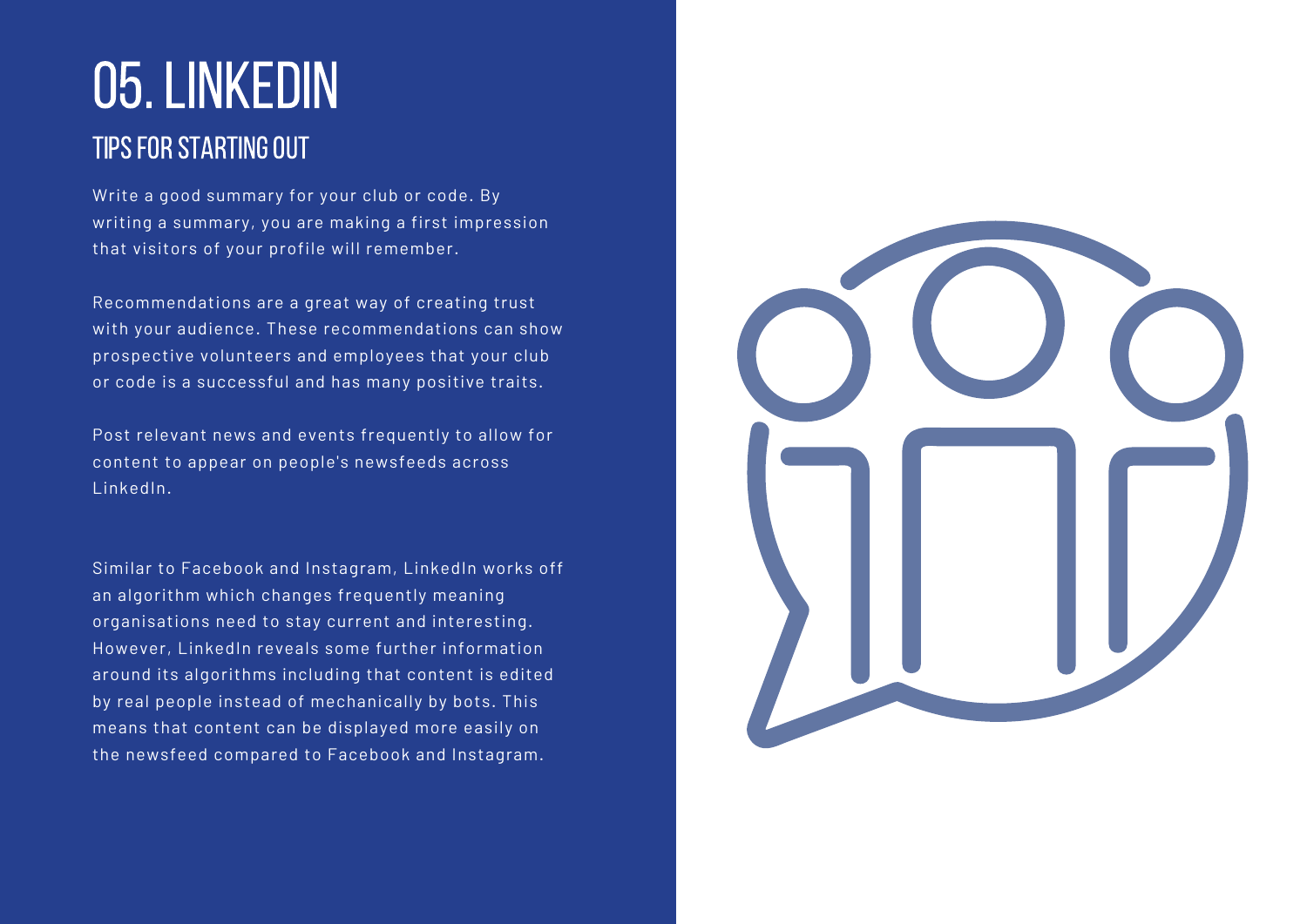# 05. LINKEDIN

## TIPS FOR STARTING OUT

Write a good summary for your club or code. By writing a summary, you are making a first impression that visitors of your profile will remember.

Recommendations are a great way of creating trust with your audience. These recommendations can show prospective volunteers and employees that your club or code is a successful and has many positive traits.

Post relevant news and events frequently to allow for content to appear on people's newsfeeds across LinkedIn.

Similar to Facebook and Instagram, LinkedIn works off an algorithm which changes frequently meaning organisations need to stay current and interesting. However, LinkedIn reveals some further information around its algorithms including that content is edited by real people instead of mechanically by bots. This means that content can be displayed more easily on the newsfeed compared to Facebook and Instagram.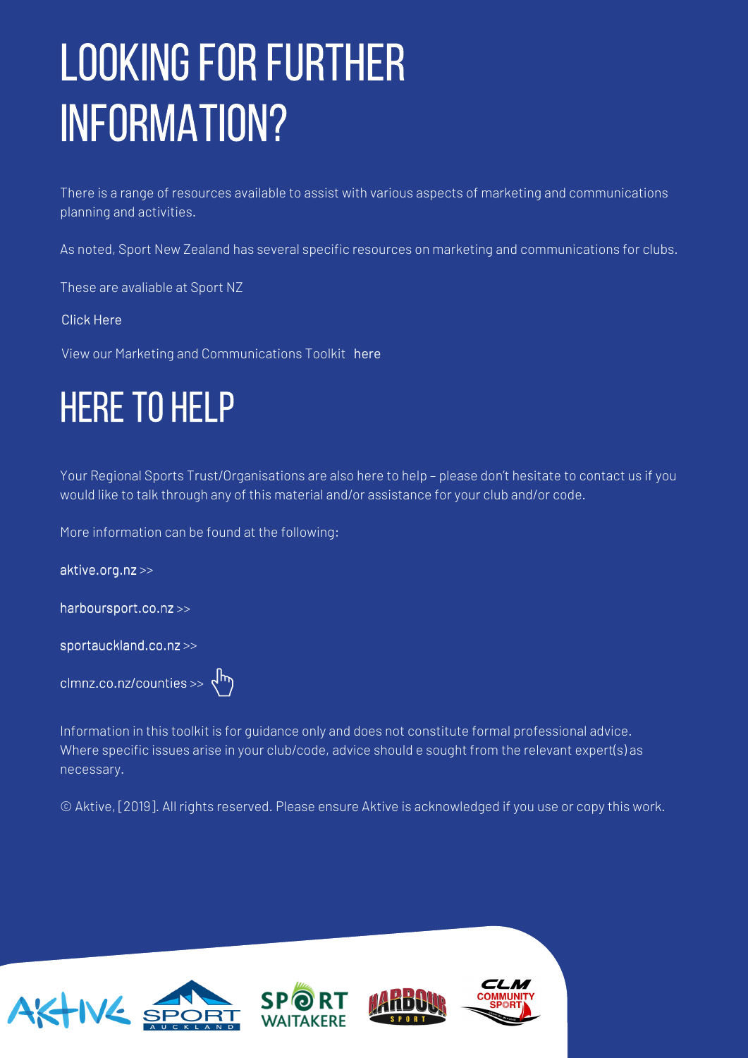# LOOKING FOR FURTHER INFORMATION?

There is a range of resources available to assist with various aspects of marketing and communications planning and activities.

As noted, Sport New Zealand has several specific resources on marketing and communications for clubs.

These are avaliable at Sport NZ

Click Here

View our Marketing and Communications Toolkit here

# HERE TO HELP

Your Regional Sports Trust/Organisations are also here to help – please don't hesitate to contact us if you would like to talk through any of this material and/or assistance for your club and/or code.

More information can be found at the following:

aktive.org.nz >>

harboursport.co.nz >>

sportauckland.co.nz >>

clmnz.co.nz/counties >>

Information in this toolkit is for guidance only and does not constitute formal professional advice. Where specific issues arise in your club/code, advice should e sought from the relevant expert(s) as necessary.

© Aktive, [2019]. All rights reserved. Please ensure Aktive is acknowledged if you use or copy this work.